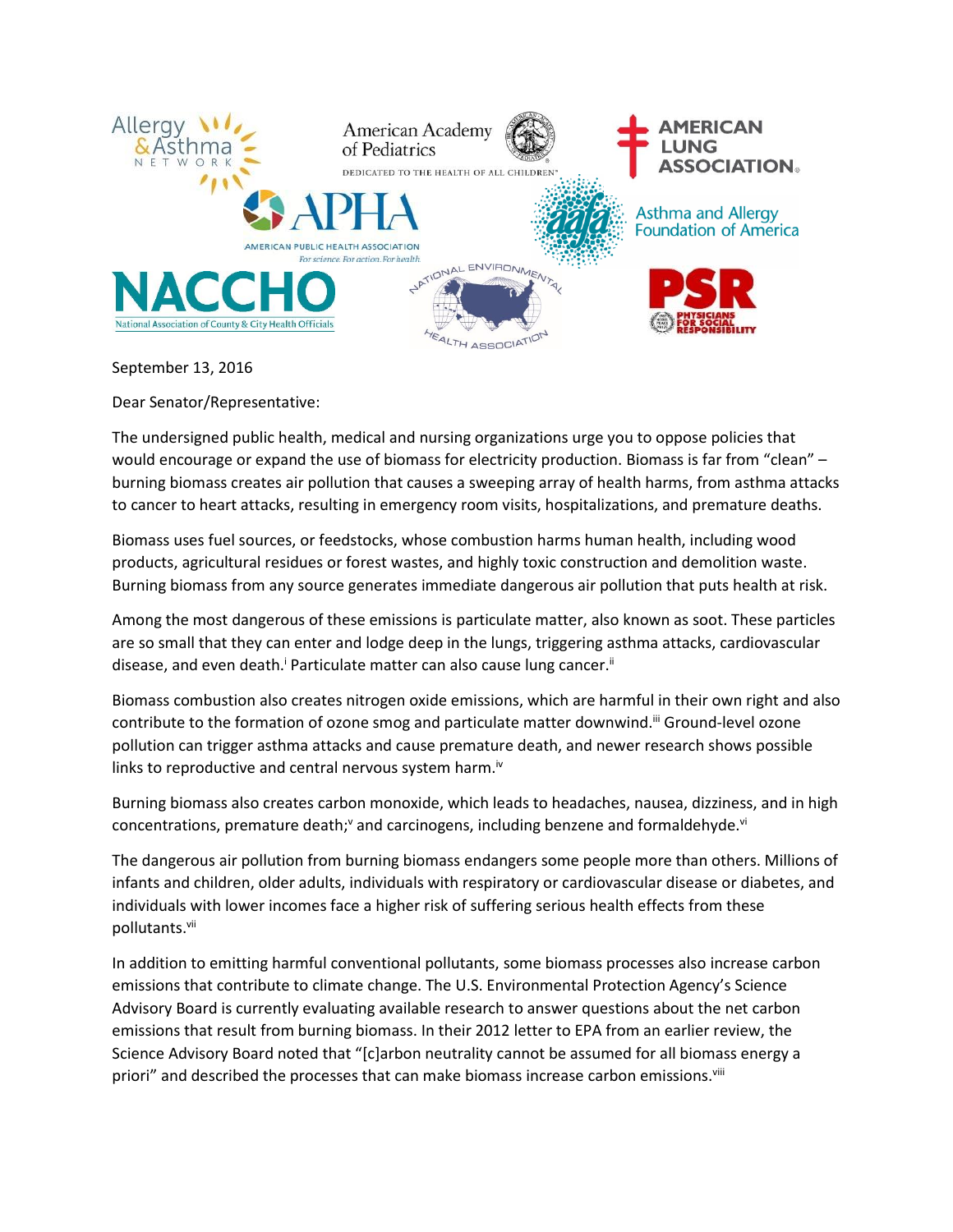Allergy & Asthma Network | American Academy of Pediatrics — Dedicated to the Health of All Children | American Lung Association | APHA — American Public Health Association — For science. For action. For health. | Asthma and Allergy Foundation of America | NACCHO — National Association of County & City Health Officials | National Environmental Health Association | PSR — Physicians for Social Responsibility

September 13, 2016

Dear Senator/Representative:

The undersigned public health, medical and nursing organizations urge you to oppose policies that would encourage or expand the use of biomass for electricity production. Biomass is far from "clean" – burning biomass creates air pollution that causes a sweeping array of health harms, from asthma attacks to cancer to heart attacks, resulting in emergency room visits, hospitalizations, and premature deaths.

Biomass uses fuel sources, or feedstocks, whose combustion harms human health, including wood products, agricultural residues or forest wastes, and highly toxic construction and demolition waste. Burning biomass from any source generates immediate dangerous air pollution that puts health at risk.

Among the most dangerous of these emissions is particulate matter, also known as soot. These particles are so small that they can enter and lodge deep in the lungs, triggering asthma attacks, cardiovascular disease, and even death.[i] Particulate matter can also cause lung cancer.[ii]

Biomass combustion also creates nitrogen oxide emissions, which are harmful in their own right and also contribute to the formation of ozone smog and particulate matter downwind.[iii] Ground-level ozone pollution can trigger asthma attacks and cause premature death, and newer research shows possible links to reproductive and central nervous system harm.[iv]

Burning biomass also creates carbon monoxide, which leads to headaches, nausea, dizziness, and in high concentrations, premature death;[v] and carcinogens, including benzene and formaldehyde.[vi]

The dangerous air pollution from burning biomass endangers some people more than others. Millions of infants and children, older adults, individuals with respiratory or cardiovascular disease or diabetes, and individuals with lower incomes face a higher risk of suffering serious health effects from these pollutants.[vii]

In addition to emitting harmful conventional pollutants, some biomass processes also increase carbon emissions that contribute to climate change. The U.S. Environmental Protection Agency's Science Advisory Board is currently evaluating available research to answer questions about the net carbon emissions that result from burning biomass. In their 2012 letter to EPA from an earlier review, the Science Advisory Board noted that "[c]arbon neutrality cannot be assumed for all biomass energy a priori" and described the processes that can make biomass increase carbon emissions.[viii]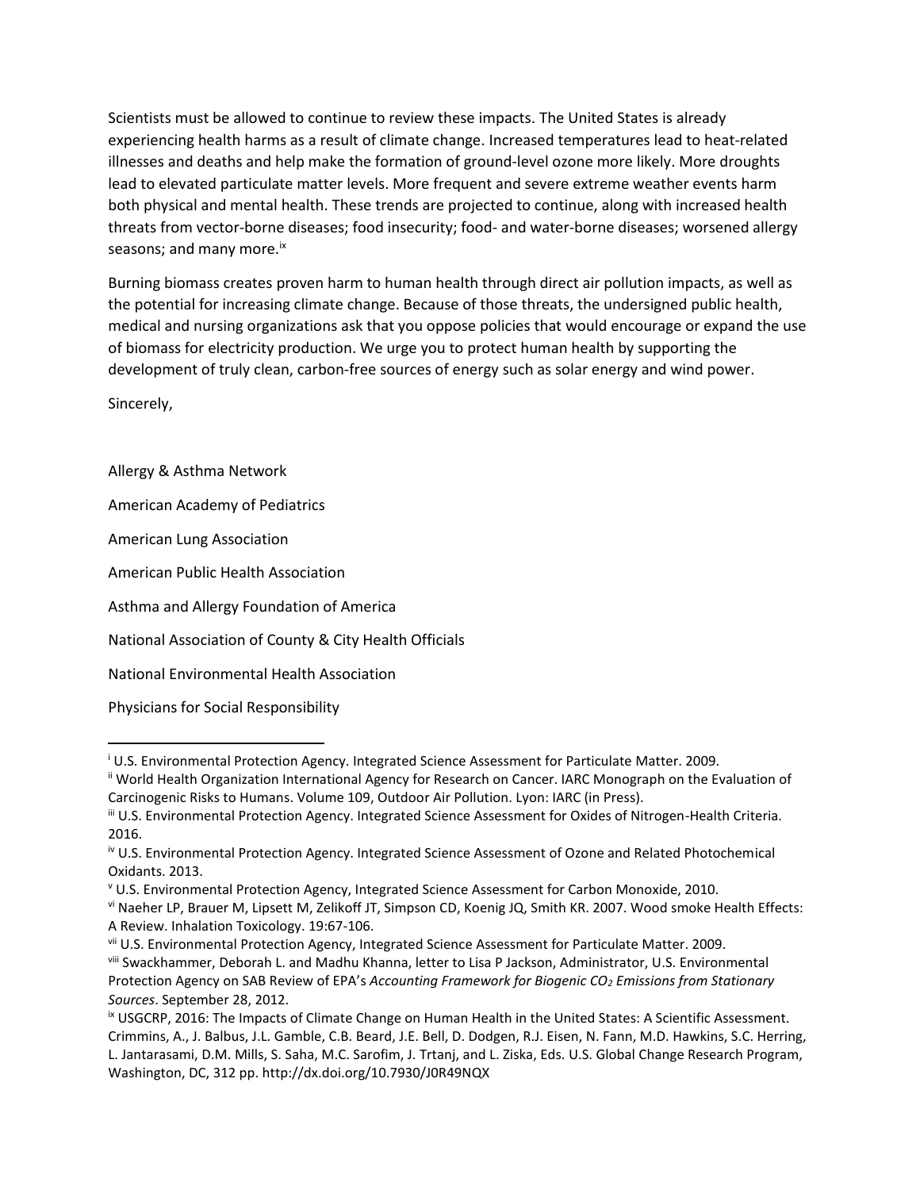Scientists must be allowed to continue to review these impacts. The United States is already experiencing health harms as a result of climate change. Increased temperatures lead to heat-related illnesses and deaths and help make the formation of ground-level ozone more likely. More droughts lead to elevated particulate matter levels. More frequent and severe extreme weather events harm both physical and mental health. These trends are projected to continue, along with increased health threats from vector-borne diseases; food insecurity; food- and water-borne diseases; worsened allergy seasons; and many more.[ix]

Burning biomass creates proven harm to human health through direct air pollution impacts, as well as the potential for increasing climate change. Because of those threats, the undersigned public health, medical and nursing organizations ask that you oppose policies that would encourage or expand the use of biomass for electricity production. We urge you to protect human health by supporting the development of truly clean, carbon-free sources of energy such as solar energy and wind power.

Sincerely,

Allergy & Asthma Network

American Academy of Pediatrics

American Lung Association

American Public Health Association

Asthma and Allergy Foundation of America

National Association of County & City Health Officials

National Environmental Health Association

Physicians for Social Responsibility

---

[i] U.S. Environmental Protection Agency. Integrated Science Assessment for Particulate Matter. 2009.

[ii] World Health Organization International Agency for Research on Cancer. IARC Monograph on the Evaluation of Carcinogenic Risks to Humans. Volume 109, Outdoor Air Pollution. Lyon: IARC (in Press).

[iii] U.S. Environmental Protection Agency. Integrated Science Assessment for Oxides of Nitrogen-Health Criteria. 2016.

[iv] U.S. Environmental Protection Agency. Integrated Science Assessment of Ozone and Related Photochemical Oxidants. 2013.

[v] U.S. Environmental Protection Agency, Integrated Science Assessment for Carbon Monoxide, 2010.

[vi] Naeher LP, Brauer M, Lipsett M, Zelikoff JT, Simpson CD, Koenig JQ, Smith KR. 2007. Wood smoke Health Effects: A Review. Inhalation Toxicology. 19:67-106.

[vii] U.S. Environmental Protection Agency, Integrated Science Assessment for Particulate Matter. 2009.

[viii] Swackhammer, Deborah L. and Madhu Khanna, letter to Lisa P Jackson, Administrator, U.S. Environmental Protection Agency on SAB Review of EPA's *Accounting Framework for Biogenic $CO_2$ Emissions from Stationary Sources*. September 28, 2012.

[ix] USGCRP, 2016: The Impacts of Climate Change on Human Health in the United States: A Scientific Assessment. Crimmins, A., J. Balbus, J.L. Gamble, C.B. Beard, J.E. Bell, D. Dodgen, R.J. Eisen, N. Fann, M.D. Hawkins, S.C. Herring, L. Jantarasami, D.M. Mills, S. Saha, M.C. Sarofim, J. Trtanj, and L. Ziska, Eds. U.S. Global Change Research Program, Washington, DC, 312 pp. http://dx.doi.org/10.7930/J0R49NQX